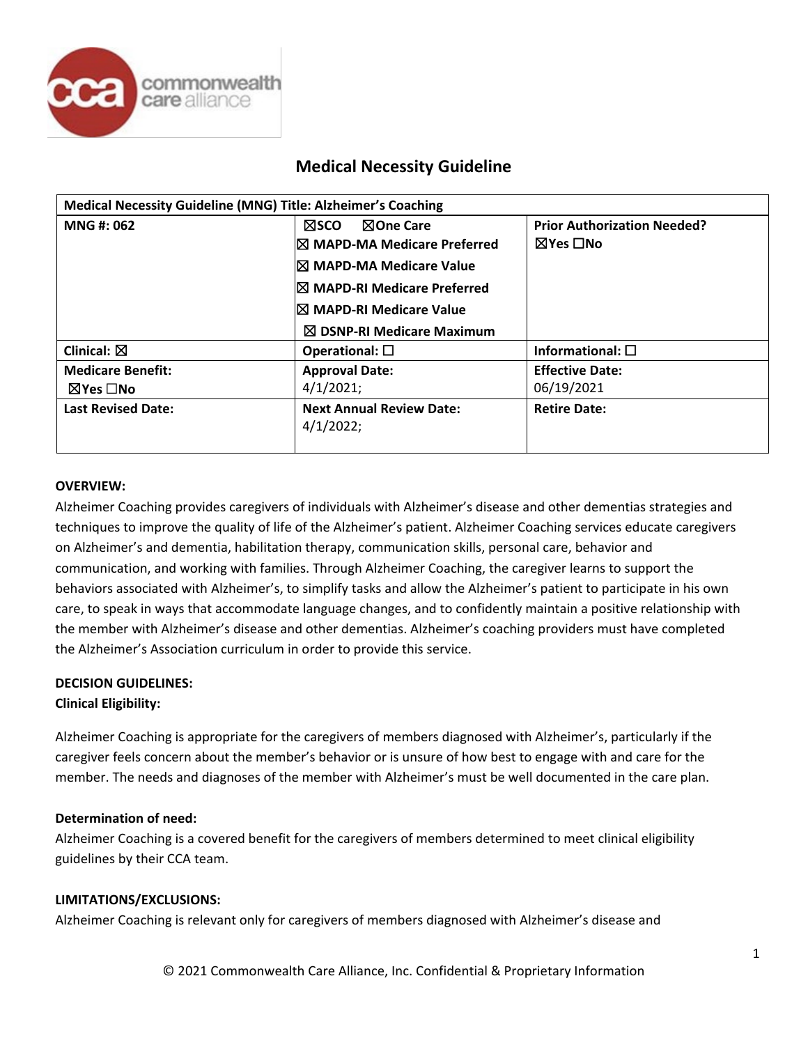# Medical Necessity Guideline

| **Medical Necessity Guideline (MNG) Title: Alzheimer's Coaching** | | |
|---|---|---|
| **MNG #: 062** | ☒**SCO** ☒**One Care**<br>☒ **MAPD-MA Medicare Preferred**<br>☒ **MAPD-MA Medicare Value**<br>☒ **MAPD-RI Medicare Preferred**<br>☒ **MAPD-RI Medicare Value**<br>☒ **DSNP-RI Medicare Maximum** | **Prior Authorization Needed?**<br>☒**Yes** ☐**No** |
| **Clinical:** ☒ | **Operational:** ☐ | **Informational:** ☐ |
| **Medicare Benefit:**<br>☒**Yes** ☐**No** | **Approval Date:**<br>4/1/2021; | **Effective Date:**<br>06/19/2021 |
| **Last Revised Date:** | **Next Annual Review Date:**<br>4/1/2022; | **Retire Date:** |

**OVERVIEW:**

Alzheimer Coaching provides caregivers of individuals with Alzheimer's disease and other dementias strategies and techniques to improve the quality of life of the Alzheimer's patient. Alzheimer Coaching services educate caregivers on Alzheimer's and dementia, habilitation therapy, communication skills, personal care, behavior and communication, and working with families. Through Alzheimer Coaching, the caregiver learns to support the behaviors associated with Alzheimer's, to simplify tasks and allow the Alzheimer's patient to participate in his own care, to speak in ways that accommodate language changes, and to confidently maintain a positive relationship with the member with Alzheimer's disease and other dementias. Alzheimer's coaching providers must have completed the Alzheimer's Association curriculum in order to provide this service.

**DECISION GUIDELINES:**

**Clinical Eligibility:**

Alzheimer Coaching is appropriate for the caregivers of members diagnosed with Alzheimer's, particularly if the caregiver feels concern about the member's behavior or is unsure of how best to engage with and care for the member. The needs and diagnoses of the member with Alzheimer's must be well documented in the care plan.

**Determination of need:**

Alzheimer Coaching is a covered benefit for the caregivers of members determined to meet clinical eligibility guidelines by their CCA team.

**LIMITATIONS/EXCLUSIONS:**

Alzheimer Coaching is relevant only for caregivers of members diagnosed with Alzheimer's disease and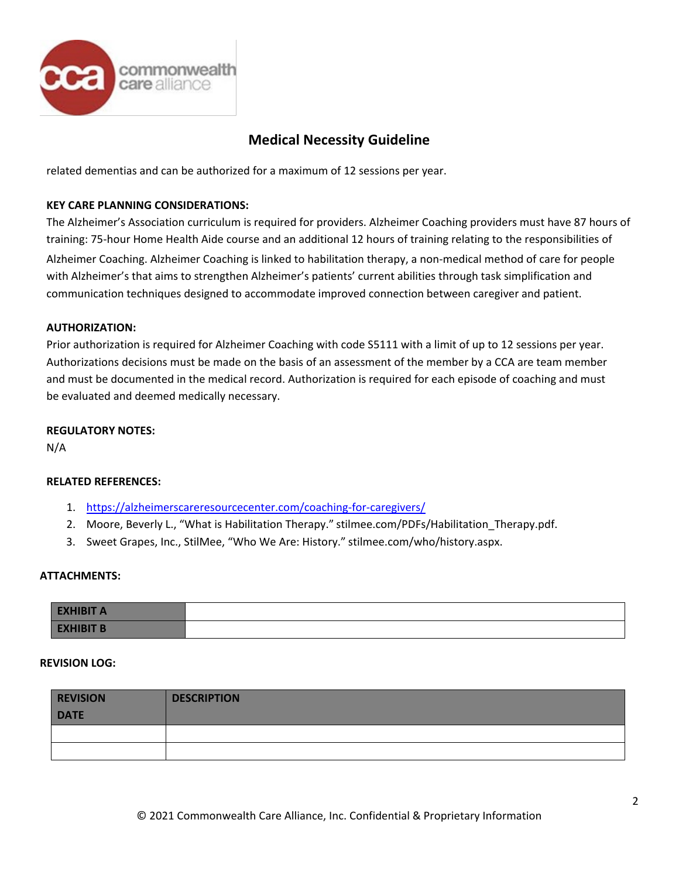related dementias and can be authorized for a maximum of 12 sessions per year.

**KEY CARE PLANNING CONSIDERATIONS:**

The Alzheimer's Association curriculum is required for providers. Alzheimer Coaching providers must have 87 hours of training: 75-hour Home Health Aide course and an additional 12 hours of training relating to the responsibilities of Alzheimer Coaching. Alzheimer Coaching is linked to habilitation therapy, a non-medical method of care for people with Alzheimer's that aims to strengthen Alzheimer's patients' current abilities through task simplification and communication techniques designed to accommodate improved connection between caregiver and patient.

**AUTHORIZATION:**

Prior authorization is required for Alzheimer Coaching with code S5111 with a limit of up to 12 sessions per year. Authorizations decisions must be made on the basis of an assessment of the member by a CCA are team member and must be documented in the medical record. Authorization is required for each episode of coaching and must be evaluated and deemed medically necessary.

**REGULATORY NOTES:**

N/A

**RELATED REFERENCES:**

1. https://alzheimerscareresourcecenter.com/coaching-for-caregivers/
2. Moore, Beverly L., "What is Habilitation Therapy." stilmee.com/PDFs/Habilitation_Therapy.pdf.
3. Sweet Grapes, Inc., StilMee, "Who We Are: History." stilmee.com/who/history.aspx.

**ATTACHMENTS:**

| EXHIBIT A | |
|---|---|
| EXHIBIT B | |

**REVISION LOG:**

| REVISION DATE | DESCRIPTION |
|---|---|
| | |
| | |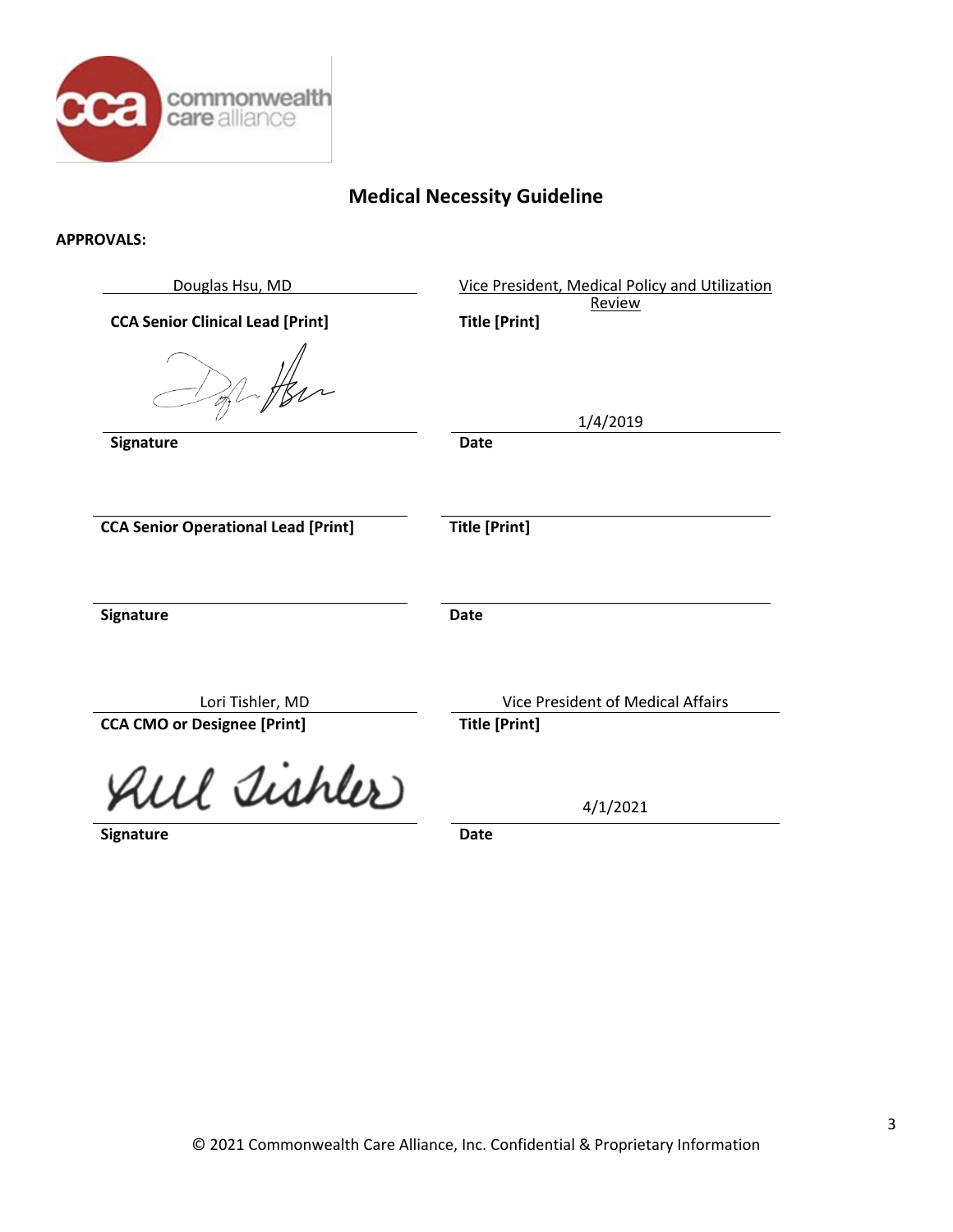# Medical Necessity Guideline

**APPROVALS:**

| | |
|---|---|
| Douglas Hsu, MD | Vice President, Medical Policy and Utilization Review |
| **CCA Senior Clinical Lead [Print]** | **Title [Print]** |
| | 1/4/2019 |
| **Signature** | **Date** |
| | |
| **CCA Senior Operational Lead [Print]** | **Title [Print]** |
| | |
| **Signature** | **Date** |
| Lori Tishler, MD | Vice President of Medical Affairs |
| **CCA CMO or Designee [Print]** | **Title [Print]** |
| | 4/1/2021 |
| **Signature** | **Date** |

© 2021 Commonwealth Care Alliance, Inc. Confidential & Proprietary Information